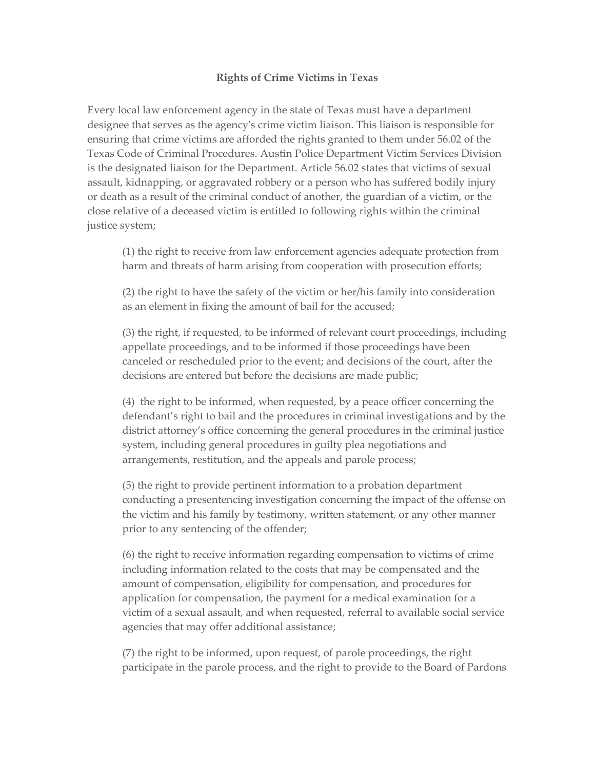**Rights of Crime Victims in Texas**

Every local law enforcement agency in the state of Texas must have a department designee that serves as the agency's crime victim liaison. This liaison is responsible for ensuring that crime victims are afforded the rights granted to them under 56.02 of the Texas Code of Criminal Procedures. Austin Police Department Victim Services Division is the designated liaison for the Department. Article 56.02 states that victims of sexual assault, kidnapping, or aggravated robbery or a person who has suffered bodily injury or death as a result of the criminal conduct of another, the guardian of a victim, or the close relative of a deceased victim is entitled to following rights within the criminal justice system;

(1) the right to receive from law enforcement agencies adequate protection from harm and threats of harm arising from cooperation with prosecution efforts;

(2) the right to have the safety of the victim or her/his family into consideration as an element in fixing the amount of bail for the accused;

(3) the right, if requested, to be informed of relevant court proceedings, including appellate proceedings, and to be informed if those proceedings have been canceled or rescheduled prior to the event; and decisions of the court, after the decisions are entered but before the decisions are made public;

(4) the right to be informed, when requested, by a peace officer concerning the defendant's right to bail and the procedures in criminal investigations and by the district attorney's office concerning the general procedures in the criminal justice system, including general procedures in guilty plea negotiations and arrangements, restitution, and the appeals and parole process;

(5) the right to provide pertinent information to a probation department conducting a presentencing investigation concerning the impact of the offense on the victim and his family by testimony, written statement, or any other manner prior to any sentencing of the offender;

(6) the right to receive information regarding compensation to victims of crime including information related to the costs that may be compensated and the amount of compensation, eligibility for compensation, and procedures for application for compensation, the payment for a medical examination for a victim of a sexual assault, and when requested, referral to available social service agencies that may offer additional assistance;

(7) the right to be informed, upon request, of parole proceedings, the right participate in the parole process, and the right to provide to the Board of Pardons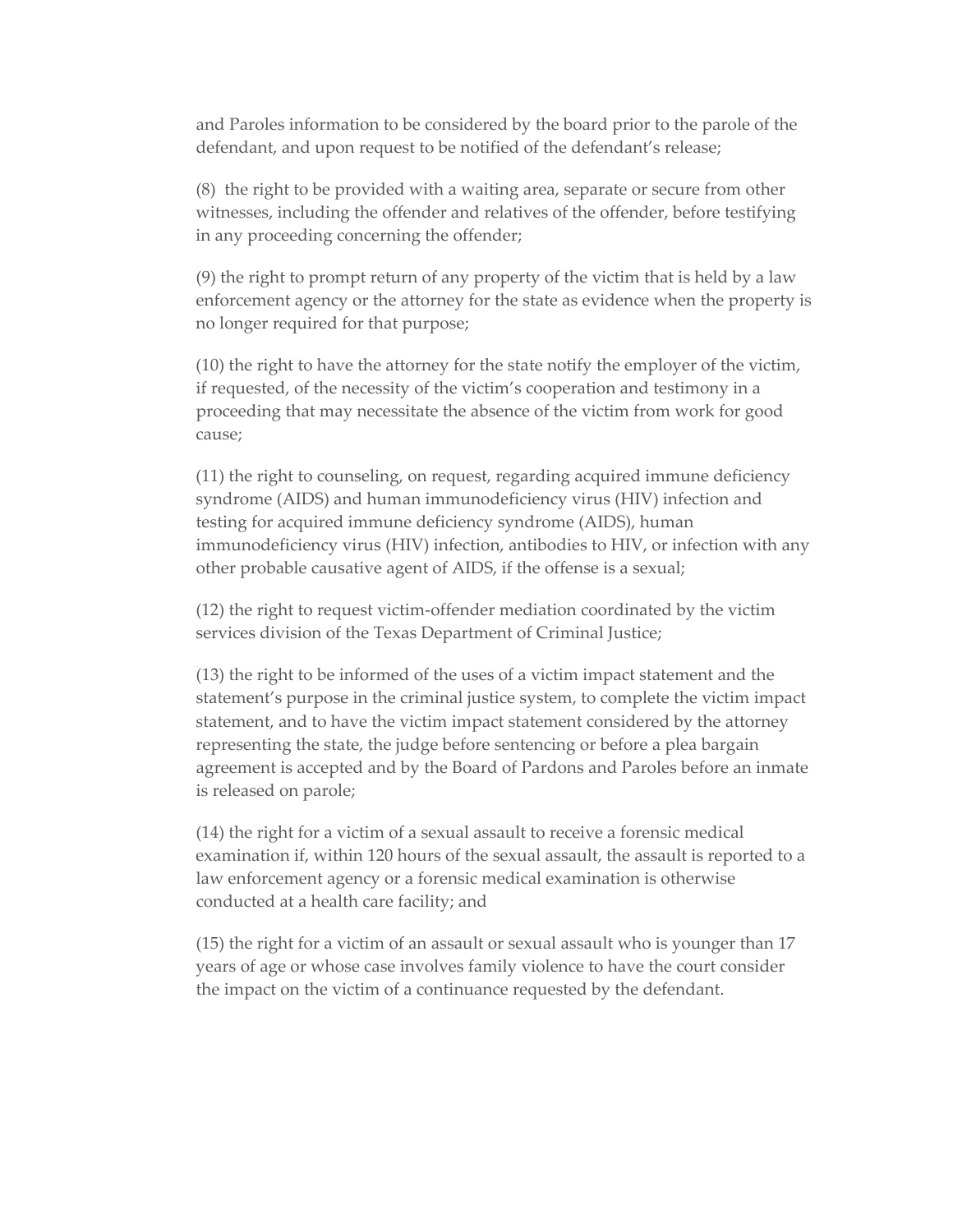and Paroles information to be considered by the board prior to the parole of the defendant, and upon request to be notified of the defendant's release;

(8) the right to be provided with a waiting area, separate or secure from other witnesses, including the offender and relatives of the offender, before testifying in any proceeding concerning the offender;

(9) the right to prompt return of any property of the victim that is held by a law enforcement agency or the attorney for the state as evidence when the property is no longer required for that purpose;

(10) the right to have the attorney for the state notify the employer of the victim, if requested, of the necessity of the victim's cooperation and testimony in a proceeding that may necessitate the absence of the victim from work for good cause;

(11) the right to counseling, on request, regarding acquired immune deficiency syndrome (AIDS) and human immunodeficiency virus (HIV) infection and testing for acquired immune deficiency syndrome (AIDS), human immunodeficiency virus (HIV) infection, antibodies to HIV, or infection with any other probable causative agent of AIDS, if the offense is a sexual;

(12) the right to request victim-offender mediation coordinated by the victim services division of the Texas Department of Criminal Justice;

(13) the right to be informed of the uses of a victim impact statement and the statement's purpose in the criminal justice system, to complete the victim impact statement, and to have the victim impact statement considered by the attorney representing the state, the judge before sentencing or before a plea bargain agreement is accepted and by the Board of Pardons and Paroles before an inmate is released on parole;

(14) the right for a victim of a sexual assault to receive a forensic medical examination if, within 120 hours of the sexual assault, the assault is reported to a law enforcement agency or a forensic medical examination is otherwise conducted at a health care facility; and

(15) the right for a victim of an assault or sexual assault who is younger than 17 years of age or whose case involves family violence to have the court consider the impact on the victim of a continuance requested by the defendant.